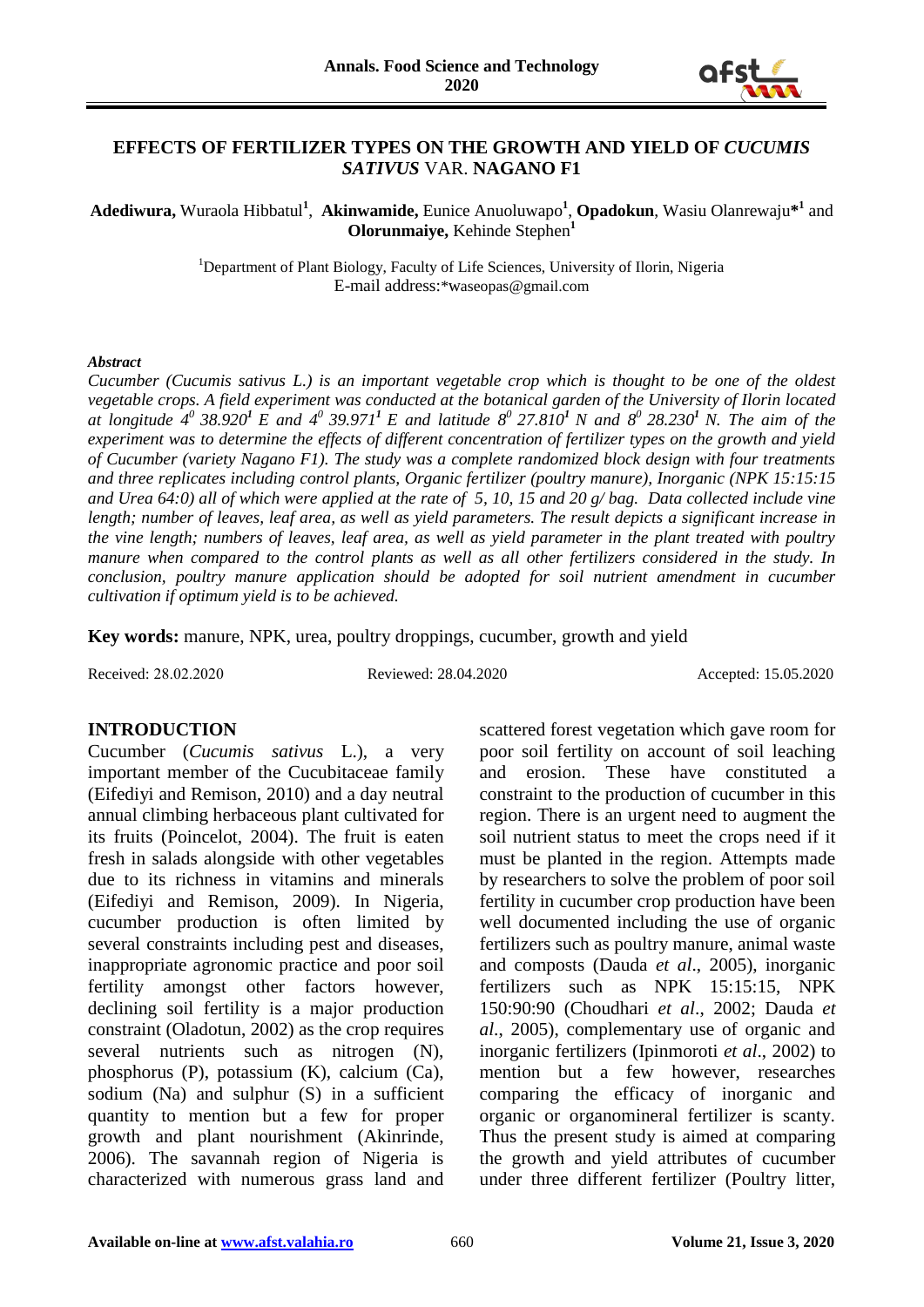# EFFECTS OF FERTILIZER TYPES ON THE GROWTH AND YIELD OF *CUCUMIS SATIVUS* VAR. NAGANO F1

**Adediwura,** Wuraola Hibbatul[1], **Akinwamide,** Eunice Anuoluwapo[1], **Opadokun**, Wasiu Olanrewaju*[1] and **Olorunmaiye,** Kehinde Stephen[1]

[1]Department of Plant Biology, Faculty of Life Sciences, University of Ilorin, Nigeria
E-mail address:*waseopas@gmail.com

***Abstract***

*Cucumber (Cucumis sativus L.) is an important vegetable crop which is thought to be one of the oldest vegetable crops. A field experiment was conducted at the botanical garden of the University of Ilorin located at longitude $4^0$ $38.920^1$ E and $4^0$ $39.971^1$ E and latitude $8^0$ $27.810^1$ N and $8^0$ $28.230^1$ N. The aim of the experiment was to determine the effects of different concentration of fertilizer types on the growth and yield of Cucumber (variety Nagano F1). The study was a complete randomized block design with four treatments and three replicates including control plants, Organic fertilizer (poultry manure), Inorganic (NPK 15:15:15 and Urea 64:0) all of which were applied at the rate of 5, 10, 15 and 20 g/ bag. Data collected include vine length; number of leaves, leaf area, as well as yield parameters. The result depicts a significant increase in the vine length; numbers of leaves, leaf area, as well as yield parameter in the plant treated with poultry manure when compared to the control plants as well as all other fertilizers considered in the study. In conclusion, poultry manure application should be adopted for soil nutrient amendment in cucumber cultivation if optimum yield is to be achieved.*

**Key words:** manure, NPK, urea, poultry droppings, cucumber, growth and yield

Received: 28.02.2020 Reviewed: 28.04.2020 Accepted: 15.05.2020

## INTRODUCTION

Cucumber (*Cucumis sativus* L.), a very important member of the Cucubitaceae family (Eifediyi and Remison, 2010) and a day neutral annual climbing herbaceous plant cultivated for its fruits (Poincelot, 2004). The fruit is eaten fresh in salads alongside with other vegetables due to its richness in vitamins and minerals (Eifediyi and Remison, 2009). In Nigeria, cucumber production is often limited by several constraints including pest and diseases, inappropriate agronomic practice and poor soil fertility amongst other factors however, declining soil fertility is a major production constraint (Oladotun, 2002) as the crop requires several nutrients such as nitrogen (N), phosphorus (P), potassium (K), calcium (Ca), sodium (Na) and sulphur (S) in a sufficient quantity to mention but a few for proper growth and plant nourishment (Akinrinde, 2006). The savannah region of Nigeria is characterized with numerous grass land and scattered forest vegetation which gave room for poor soil fertility on account of soil leaching and erosion. These have constituted a constraint to the production of cucumber in this region. There is an urgent need to augment the soil nutrient status to meet the crops need if it must be planted in the region. Attempts made by researchers to solve the problem of poor soil fertility in cucumber crop production have been well documented including the use of organic fertilizers such as poultry manure, animal waste and composts (Dauda *et al*., 2005), inorganic fertilizers such as NPK 15:15:15, NPK 150:90:90 (Choudhari *et al*., 2002; Dauda *et al*., 2005), complementary use of organic and inorganic fertilizers (Ipinmoroti *et al*., 2002) to mention but a few however, researches comparing the efficacy of inorganic and organic or organomineral fertilizer is scanty. Thus the present study is aimed at comparing the growth and yield attributes of cucumber under three different fertilizer (Poultry litter,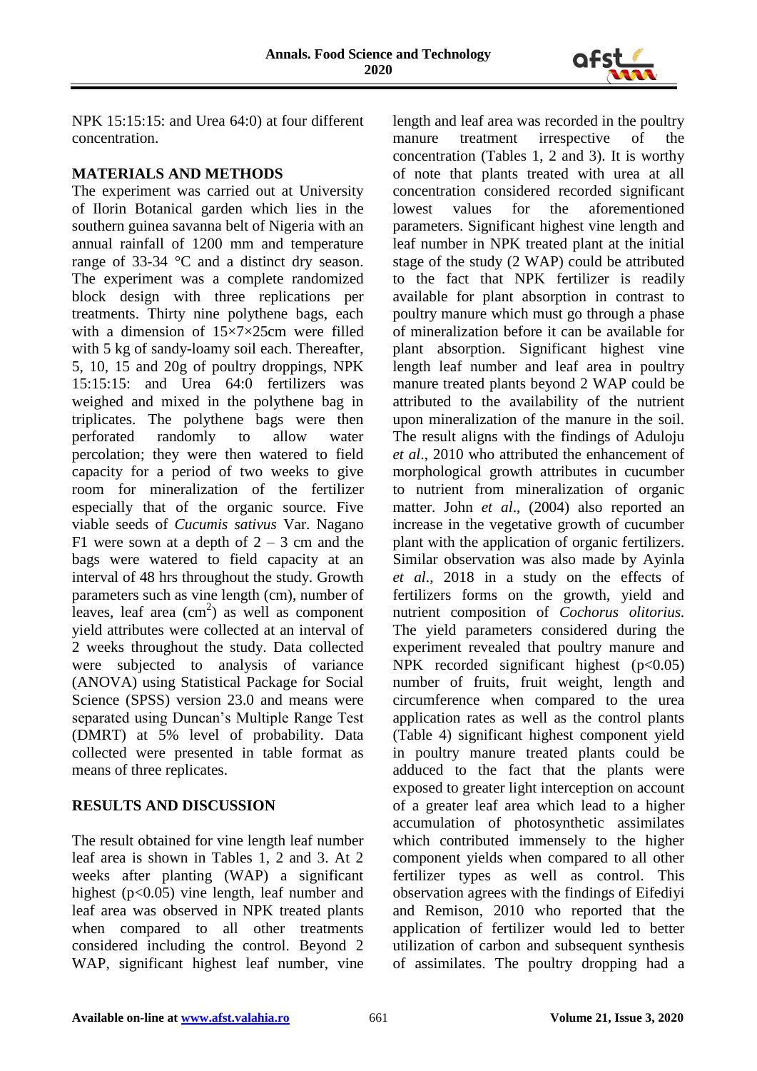NPK 15:15:15: and Urea 64:0) at four different concentration.

## MATERIALS AND METHODS

The experiment was carried out at University of Ilorin Botanical garden which lies in the southern guinea savanna belt of Nigeria with an annual rainfall of 1200 mm and temperature range of 33-34 °C and a distinct dry season. The experiment was a complete randomized block design with three replications per treatments. Thirty nine polythene bags, each with a dimension of 15×7×25cm were filled with 5 kg of sandy-loamy soil each. Thereafter, 5, 10, 15 and 20g of poultry droppings, NPK 15:15:15: and Urea 64:0 fertilizers was weighed and mixed in the polythene bag in triplicates. The polythene bags were then perforated randomly to allow water percolation; they were then watered to field capacity for a period of two weeks to give room for mineralization of the fertilizer especially that of the organic source. Five viable seeds of *Cucumis sativus* Var. Nagano F1 were sown at a depth of 2 – 3 cm and the bags were watered to field capacity at an interval of 48 hrs throughout the study. Growth parameters such as vine length (cm), number of leaves, leaf area ($cm^2$) as well as component yield attributes were collected at an interval of 2 weeks throughout the study. Data collected were subjected to analysis of variance (ANOVA) using Statistical Package for Social Science (SPSS) version 23.0 and means were separated using Duncan's Multiple Range Test (DMRT) at 5% level of probability. Data collected were presented in table format as means of three replicates.

## RESULTS AND DISCUSSION

The result obtained for vine length leaf number leaf area is shown in Tables 1, 2 and 3. At 2 weeks after planting (WAP) a significant highest ($p<0.05$) vine length, leaf number and leaf area was observed in NPK treated plants when compared to all other treatments considered including the control. Beyond 2 WAP, significant highest leaf number, vine length and leaf area was recorded in the poultry manure treatment irrespective of the concentration (Tables 1, 2 and 3). It is worthy of note that plants treated with urea at all concentration considered recorded significant lowest values for the aforementioned parameters. Significant highest vine length and leaf number in NPK treated plant at the initial stage of the study (2 WAP) could be attributed to the fact that NPK fertilizer is readily available for plant absorption in contrast to poultry manure which must go through a phase of mineralization before it can be available for plant absorption. Significant highest vine length leaf number and leaf area in poultry manure treated plants beyond 2 WAP could be attributed to the availability of the nutrient upon mineralization of the manure in the soil. The result aligns with the findings of Aduloju *et al*., 2010 who attributed the enhancement of morphological growth attributes in cucumber to nutrient from mineralization of organic matter. John *et al*., (2004) also reported an increase in the vegetative growth of cucumber plant with the application of organic fertilizers. Similar observation was also made by Ayinla *et al.,* 2018 in a study on the effects of fertilizers forms on the growth, yield and nutrient composition of *Cochorus olitorius.* The yield parameters considered during the experiment revealed that poultry manure and NPK recorded significant highest ($p<0.05$) number of fruits, fruit weight, length and circumference when compared to the urea application rates as well as the control plants (Table 4) significant highest component yield in poultry manure treated plants could be adduced to the fact that the plants were exposed to greater light interception on account of a greater leaf area which lead to a higher accumulation of photosynthetic assimilates which contributed immensely to the higher component yields when compared to all other fertilizer types as well as control. This observation agrees with the findings of Eifediyi and Remison, 2010 who reported that the application of fertilizer would led to better utilization of carbon and subsequent synthesis of assimilates. The poultry dropping had a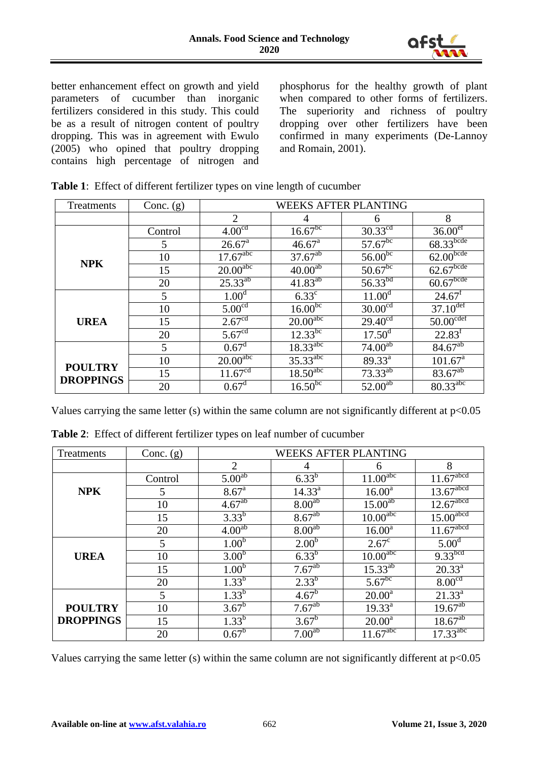better enhancement effect on growth and yield parameters of cucumber than inorganic fertilizers considered in this study. This could be as a result of nitrogen content of poultry dropping. This was in agreement with Ewulo (2005) who opined that poultry dropping contains high percentage of nitrogen and phosphorus for the healthy growth of plant when compared to other forms of fertilizers. The superiority and richness of poultry dropping over other fertilizers have been confirmed in many experiments (De-Lannoy and Romain, 2001).

**Table 1**: Effect of different fertilizer types on vine length of cucumber

| Treatments | Conc. (g) | WEEKS AFTER PLANTING | | | |
|---|---|---|---|---|---|
| | | 2 | 4 | 6 | 8 |
| **NPK** | Control | $4.00^{cd}$ | $16.67^{bc}$ | $30.33^{cd}$ | $36.00^{ef}$ |
| | 5 | $26.67^{a}$ | $46.67^{a}$ | $57.67^{bc}$ | $68.33^{bcde}$ |
| | 10 | $17.67^{abc}$ | $37.67^{ab}$ | $56.00^{bc}$ | $62.00^{bcde}$ |
| | 15 | $20.00^{abc}$ | $40.00^{ab}$ | $50.67^{bc}$ | $62.67^{bcde}$ |
| | 20 | $25.33^{ab}$ | $41.83^{ab}$ | $56.33^{bd}$ | $60.67^{bcde}$ |
| **UREA** | 5 | $1.00^{d}$ | $6.33^{c}$ | $11.00^{d}$ | $24.67^{f}$ |
| | 10 | $5.00^{cd}$ | $16.00^{bc}$ | $30.00^{cd}$ | $37.10^{def}$ |
| | 15 | $2.67^{cd}$ | $20.00^{abc}$ | $29.40^{cd}$ | $50.00^{cdef}$ |
| | 20 | $5.67^{cd}$ | $12.33^{bc}$ | $17.50^{d}$ | $22.83^{f}$ |
| **POULTRY DROPPINGS** | 5 | $0.67^{d}$ | $18.33^{abc}$ | $74.00^{ab}$ | $84.67^{ab}$ |
| | 10 | $20.00^{abc}$ | $35.33^{abc}$ | $89.33^{a}$ | $101.67^{a}$ |
| | 15 | $11.67^{cd}$ | $18.50^{abc}$ | $73.33^{ab}$ | $83.67^{ab}$ |
| | 20 | $0.67^{d}$ | $16.50^{bc}$ | $52.00^{ab}$ | $80.33^{abc}$ |

Values carrying the same letter (s) within the same column are not significantly different at $p<0.05$

**Table 2**: Effect of different fertilizer types on leaf number of cucumber

| Treatments | Conc. (g) | WEEKS AFTER PLANTING | | | |
|---|---|---|---|---|---|
| | | 2 | 4 | 6 | 8 |
| **NPK** | Control | $5.00^{ab}$ | $6.33^{b}$ | $11.00^{abc}$ | $11.67^{abcd}$ |
| | 5 | $8.67^{a}$ | $14.33^{a}$ | $16.00^{a}$ | $13.67^{abcd}$ |
| | 10 | $4.67^{ab}$ | $8.00^{ab}$ | $15.00^{ab}$ | $12.67^{abcd}$ |
| | 15 | $3.33^{b}$ | $8.67^{ab}$ | $10.00^{abc}$ | $15.00^{abcd}$ |
| | 20 | $4.00^{ab}$ | $8.00^{ab}$ | $16.00^{a}$ | $11.67^{abcd}$ |
| **UREA** | 5 | $1.00^{b}$ | $2.00^{b}$ | $2.67^{c}$ | $5.00^{d}$ |
| | 10 | $3.00^{b}$ | $6.33^{b}$ | $10.00^{abc}$ | $9.33^{bcd}$ |
| | 15 | $1.00^{b}$ | $7.67^{ab}$ | $15.33^{ab}$ | $20.33^{a}$ |
| | 20 | $1.33^{b}$ | $2.33^{b}$ | $5.67^{bc}$ | $8.00^{cd}$ |
| **POULTRY DROPPINGS** | 5 | $1.33^{b}$ | $4.67^{b}$ | $20.00^{a}$ | $21.33^{a}$ |
| | 10 | $3.67^{b}$ | $7.67^{ab}$ | $19.33^{a}$ | $19.67^{ab}$ |
| | 15 | $1.33^{b}$ | $3.67^{b}$ | $20.00^{a}$ | $18.67^{ab}$ |
| | 20 | $0.67^{b}$ | $7.00^{ab}$ | $11.67^{abc}$ | $17.33^{abc}$ |

Values carrying the same letter (s) within the same column are not significantly different at $p<0.05$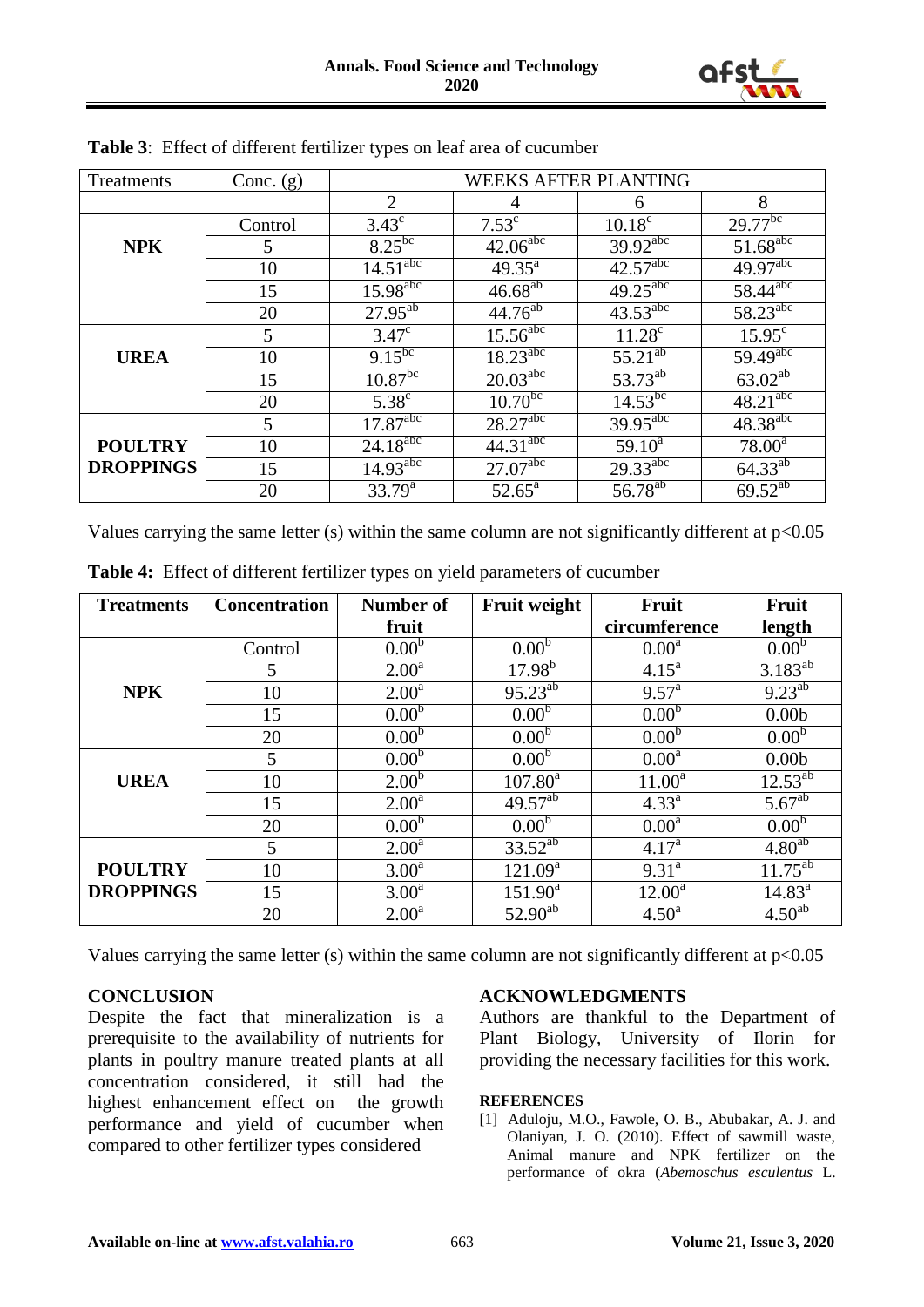**Table 3**: Effect of different fertilizer types on leaf area of cucumber

| Treatments | Conc. (g) | WEEKS AFTER PLANTING | | | |
|---|---|---|---|---|---|
| | | 2 | 4 | 6 | 8 |
| NPK | Control | $3.43^{c}$ | $7.53^{c}$ | $10.18^{c}$ | $29.77^{bc}$ |
| | 5 | $8.25^{bc}$ | $42.06^{abc}$ | $39.92^{abc}$ | $51.68^{abc}$ |
| | 10 | $14.51^{abc}$ | $49.35^{a}$ | $42.57^{abc}$ | $49.97^{abc}$ |
| | 15 | $15.98^{abc}$ | $46.68^{ab}$ | $49.25^{abc}$ | $58.44^{abc}$ |
| | 20 | $27.95^{ab}$ | $44.76^{ab}$ | $43.53^{abc}$ | $58.23^{abc}$ |
| UREA | 5 | $3.47^{c}$ | $15.56^{abc}$ | $11.28^{c}$ | $15.95^{c}$ |
| | 10 | $9.15^{bc}$ | $18.23^{abc}$ | $55.21^{ab}$ | $59.49^{abc}$ |
| | 15 | $10.87^{bc}$ | $20.03^{abc}$ | $53.73^{ab}$ | $63.02^{ab}$ |
| | 20 | $5.38^{c}$ | $10.70^{bc}$ | $14.53^{bc}$ | $48.21^{abc}$ |
| POULTRY DROPPINGS | 5 | $17.87^{abc}$ | $28.27^{abc}$ | $39.95^{abc}$ | $48.38^{abc}$ |
| | 10 | $24.18^{abc}$ | $44.31^{abc}$ | $59.10^{a}$ | $78.00^{a}$ |
| | 15 | $14.93^{abc}$ | $27.07^{abc}$ | $29.33^{abc}$ | $64.33^{ab}$ |
| | 20 | $33.79^{a}$ | $52.65^{a}$ | $56.78^{ab}$ | $69.52^{ab}$ |

Values carrying the same letter (s) within the same column are not significantly different at p<0.05

**Table 4:** Effect of different fertilizer types on yield parameters of cucumber

| Treatments | Concentration | Number of fruit | Fruit weight | Fruit circumference | Fruit length |
|---|---|---|---|---|---|
| | Control | $0.00^{b}$ | $0.00^{b}$ | $0.00^{a}$ | $0.00^{b}$ |
| NPK | 5 | $2.00^{a}$ | $17.98^{b}$ | $4.15^{a}$ | $3.183^{ab}$ |
| | 10 | $2.00^{a}$ | $95.23^{ab}$ | $9.57^{a}$ | $9.23^{ab}$ |
| | 15 | $0.00^{b}$ | $0.00^{b}$ | $0.00^{b}$ | 0.00b |
| | 20 | $0.00^{b}$ | $0.00^{b}$ | $0.00^{b}$ | $0.00^{b}$ |
| UREA | 5 | $0.00^{b}$ | $0.00^{b}$ | $0.00^{a}$ | 0.00b |
| | 10 | $2.00^{b}$ | $107.80^{a}$ | $11.00^{a}$ | $12.53^{ab}$ |
| | 15 | $2.00^{a}$ | $49.57^{ab}$ | $4.33^{a}$ | $5.67^{ab}$ |
| | 20 | $0.00^{b}$ | $0.00^{b}$ | $0.00^{a}$ | $0.00^{b}$ |
| POULTRY DROPPINGS | 5 | $2.00^{a}$ | $33.52^{ab}$ | $4.17^{a}$ | $4.80^{ab}$ |
| | 10 | $3.00^{a}$ | $121.09^{a}$ | $9.31^{a}$ | $11.75^{ab}$ |
| | 15 | $3.00^{a}$ | $151.90^{a}$ | $12.00^{a}$ | $14.83^{a}$ |
| | 20 | $2.00^{a}$ | $52.90^{ab}$ | $4.50^{a}$ | $4.50^{ab}$ |

Values carrying the same letter (s) within the same column are not significantly different at p<0.05

## CONCLUSION

Despite the fact that mineralization is a prerequisite to the availability of nutrients for plants in poultry manure treated plants at all concentration considered, it still had the highest enhancement effect on the growth performance and yield of cucumber when compared to other fertilizer types considered

## ACKNOWLEDGMENTS

Authors are thankful to the Department of Plant Biology, University of Ilorin for providing the necessary facilities for this work.

## REFERENCES

[1] Aduloju, M.O., Fawole, O. B., Abubakar, A. J. and Olaniyan, J. O. (2010). Effect of sawmill waste, Animal manure and NPK fertilizer on the performance of okra (*Abemoschus esculentus* L.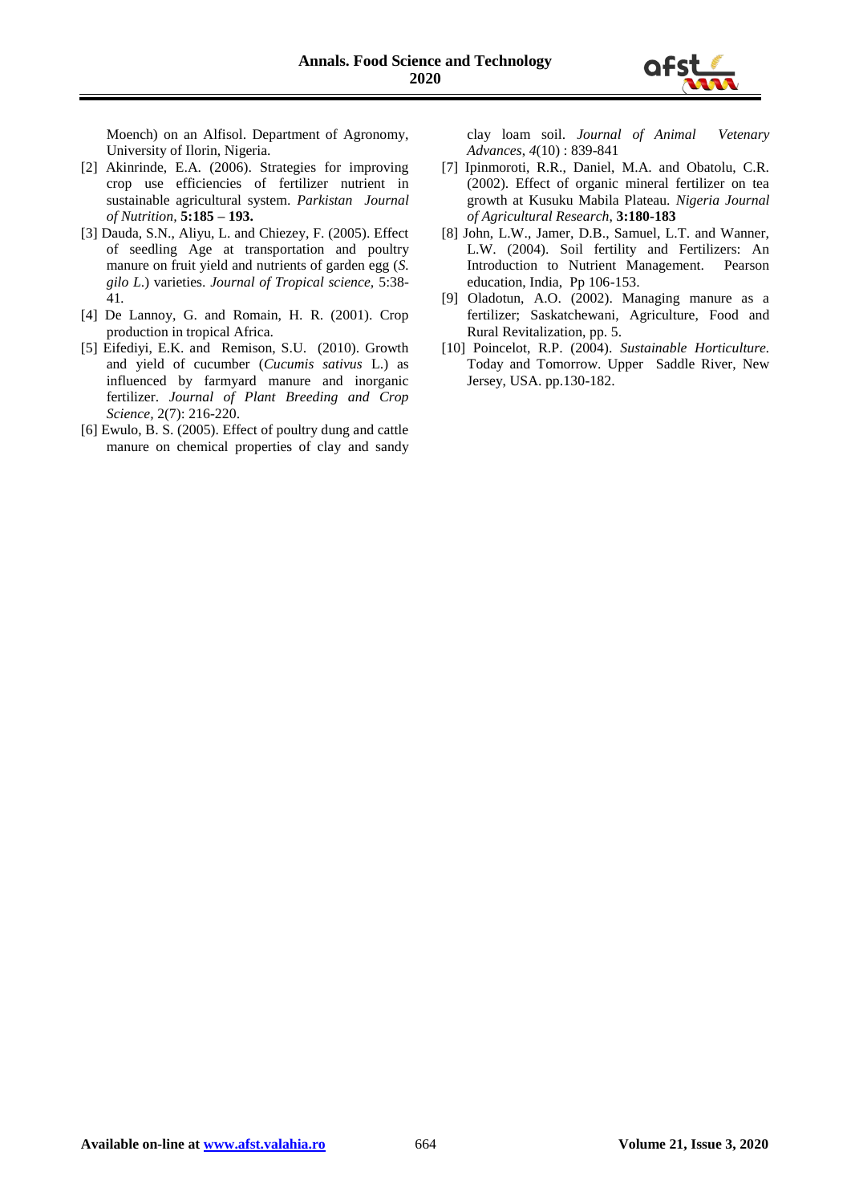Moench) on an Alfisol. Department of Agronomy, University of Ilorin, Nigeria.

[2] Akinrinde, E.A. (2006). Strategies for improving crop use efficiencies of fertilizer nutrient in sustainable agricultural system. *Parkistan Journal of Nutrition,* **5:185 – 193.**

[3] Dauda, S.N., Aliyu, L. and Chiezey, F. (2005). Effect of seedling Age at transportation and poultry manure on fruit yield and nutrients of garden egg (*S. gilo L.*) varieties. *Journal of Tropical science*, 5:38-41.

[4] De Lannoy, G. and Romain, H. R. (2001). Crop production in tropical Africa.

[5] Eifediyi, E.K. and Remison, S.U. (2010). Growth and yield of cucumber (*Cucumis sativus* L.) as influenced by farmyard manure and inorganic fertilizer. *Journal of Plant Breeding and Crop Science,* 2(7): 216-220.

[6] Ewulo, B. S. (2005). Effect of poultry dung and cattle manure on chemical properties of clay and sandy clay loam soil. *Journal of Animal Vetenary Advances*, *4*(10) : 839-841

[7] Ipinmoroti, R.R., Daniel, M.A. and Obatolu, C.R. (2002). Effect of organic mineral fertilizer on tea growth at Kusuku Mabila Plateau. *Nigeria Journal of Agricultural Research*, **3:180-183**

[8] John, L.W., Jamer, D.B., Samuel, L.T. and Wanner, L.W. (2004). Soil fertility and Fertilizers: An Introduction to Nutrient Management. Pearson education, India, Pp 106-153.

[9] Oladotun, A.O. (2002). Managing manure as a fertilizer; Saskatchewani, Agriculture, Food and Rural Revitalization, pp. 5.

[10] Poincelot, R.P. (2004). *Sustainable Horticulture.* Today and Tomorrow. Upper Saddle River, New Jersey, USA. pp.130-182.